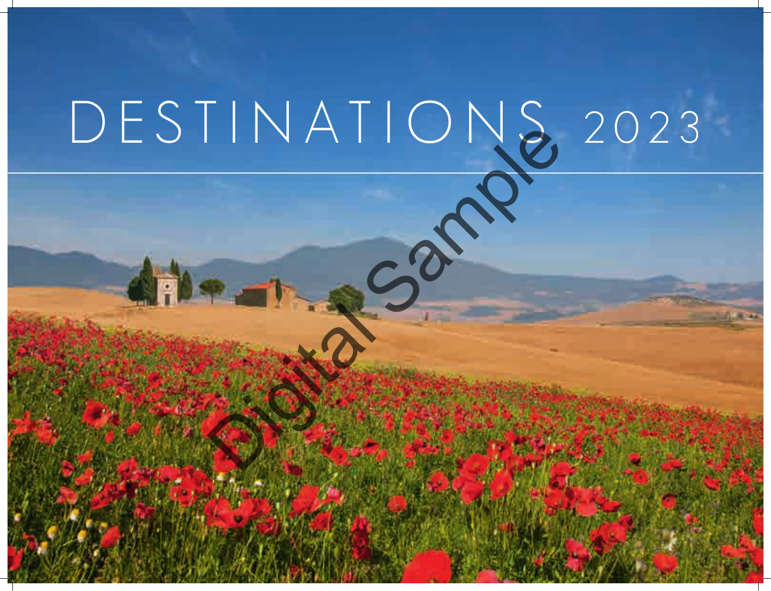# DESTINATIONS 2023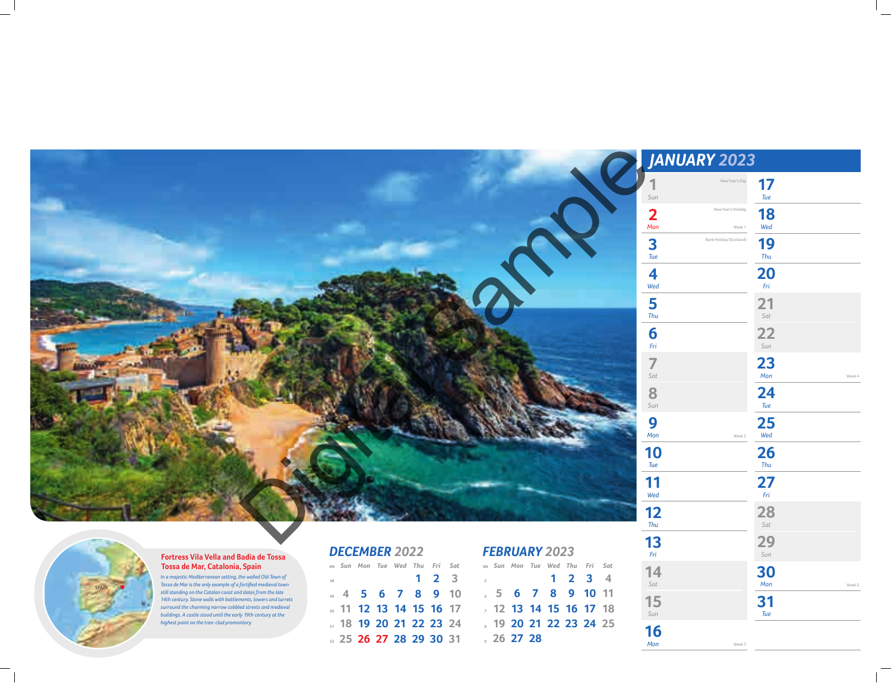# JANUARY 2023

| Date | Day | Note |
|---|---|---|
| 1 | Sun | New Year's Day |
| 2 | Mon | New Year's Holiday, Week 1 |
| 3 | Tue | Bank Holiday (Scotland) |
| 4 | Wed | |
| 5 | Thu | |
| 6 | Fri | |
| 7 | Sat | |
| 8 | Sun | |
| 9 | Mon | Week 2 |
| 10 | Tue | |
| 11 | Wed | |
| 12 | Thu | |
| 13 | Fri | |
| 14 | Sat | |
| 15 | Sun | |
| 16 | Mon | Week 3 |
| 17 | Tue | |
| 18 | Wed | |
| 19 | Thu | |
| 20 | Fri | |
| 21 | Sat | |
| 22 | Sun | |
| 23 | Mon | Week 4 |
| 24 | Tue | |
| 25 | Wed | |
| 26 | Thu | |
| 27 | Fri | |
| 28 | Sat | |
| 29 | Sun | |
| 30 | Mon | Week 5 |
| 31 | Tue | |

Digital Sample

SPAIN

**Fortress Vila Vella and Badia de Tossa**
**Tossa de Mar, Catalonia, Spain**

*In a majestic Mediterranean setting, the walled Old Town of Tossa de Mar is the only example of a fortified medieval town still standing on the Catalan coast and dates from the late 14th century. Stone walls with battlements, towers and turrets surround the charming narrow cobbled streets and medieval buildings. A castle stood until the early 19th century at the highest point on the tree-clad promontory.*

## DECEMBER 2022

| Wk | Sun | Mon | Tue | Wed | Thu | Fri | Sat |
|---|---|---|---|---|---|---|---|
| 48 | | | | | 1 | 2 | 3 |
| 49 | 4 | 5 | 6 | 7 | 8 | 9 | 10 |
| 50 | 11 | 12 | 13 | 14 | 15 | 16 | 17 |
| 51 | 18 | 19 | 20 | 21 | 22 | 23 | 24 |
| 52 | 25 | 26 | 27 | 28 | 29 | 30 | 31 |

## FEBRUARY 2023

| Wk | Sun | Mon | Tue | Wed | Thu | Fri | Sat |
|---|---|---|---|---|---|---|---|
| 5 | | | | 1 | 2 | 3 | 4 |
| 6 | 5 | 6 | 7 | 8 | 9 | 10 | 11 |
| 7 | 12 | 13 | 14 | 15 | 16 | 17 | 18 |
| 8 | 19 | 20 | 21 | 22 | 23 | 24 | 25 |
| 9 | 26 | 27 | 28 | | | | |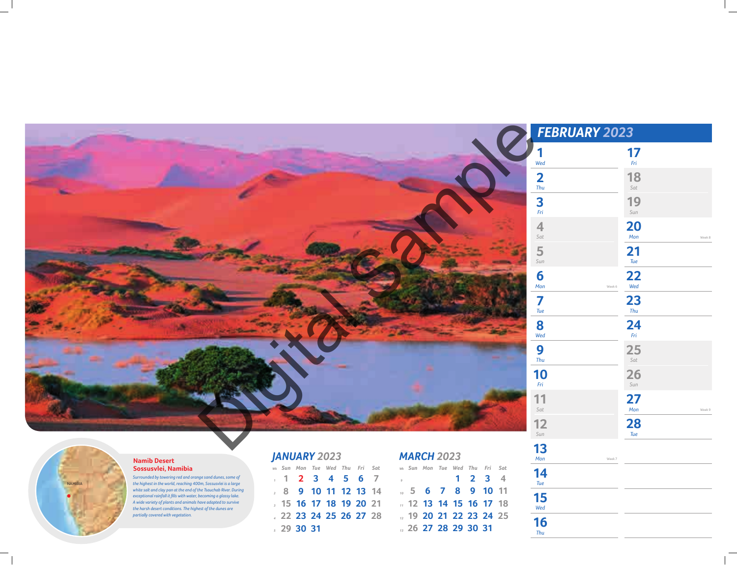## FEBRUARY 2023

| Date | Day | Week |
|---|---|---|
| 1 | Wed | |
| 2 | Thu | |
| 3 | Fri | |
| 4 | Sat | |
| 5 | Sun | |
| 6 | Mon | Week 6 |
| 7 | Tue | |
| 8 | Wed | |
| 9 | Thu | |
| 10 | Fri | |
| 11 | Sat | |
| 12 | Sun | |
| 13 | Mon | Week 7 |
| 14 | Tue | |
| 15 | Wed | |
| 16 | Thu | |
| 17 | Fri | |
| 18 | Sat | |
| 19 | Sun | |
| 20 | Mon | Week 8 |
| 21 | Tue | |
| 22 | Wed | |
| 23 | Thu | |
| 24 | Fri | |
| 25 | Sat | |
| 26 | Sun | |
| 27 | Mon | Week 9 |
| 28 | Tue | |

Digital Sample

NAMIBIA

**Namib Desert**
**Sossusvlei, Namibia**

*Surrounded by towering red and orange sand dunes, some of the highest in the world, reaching 400m, Sossusvlei is a large white salt and clay pan at the end of the Tsauchab River. During exceptional rainfall it fills with water, becoming a glassy lake. A wide variety of plants and animals have adapted to survive the harsh desert conditions. The highest of the dunes are partially covered with vegetation.*

## JANUARY 2023

| Wk | Sun | Mon | Tue | Wed | Thu | Fri | Sat |
|---|---|---|---|---|---|---|---|
| 1 | 1 | 2 | 3 | 4 | 5 | 6 | 7 |
| 2 | 8 | 9 | 10 | 11 | 12 | 13 | 14 |
| 3 | 15 | 16 | 17 | 18 | 19 | 20 | 21 |
| 4 | 22 | 23 | 24 | 25 | 26 | 27 | 28 |
| 5 | 29 | 30 | 31 | | | | |

## MARCH 2023

| Wk | Sun | Mon | Tue | Wed | Thu | Fri | Sat |
|---|---|---|---|---|---|---|---|
| 9 | | | | 1 | 2 | 3 | 4 |
| 10 | 5 | 6 | 7 | 8 | 9 | 10 | 11 |
| 11 | 12 | 13 | 14 | 15 | 16 | 17 | 18 |
| 12 | 19 | 20 | 21 | 22 | 23 | 24 | 25 |
| 13 | 26 | 27 | 28 | 29 | 30 | 31 | |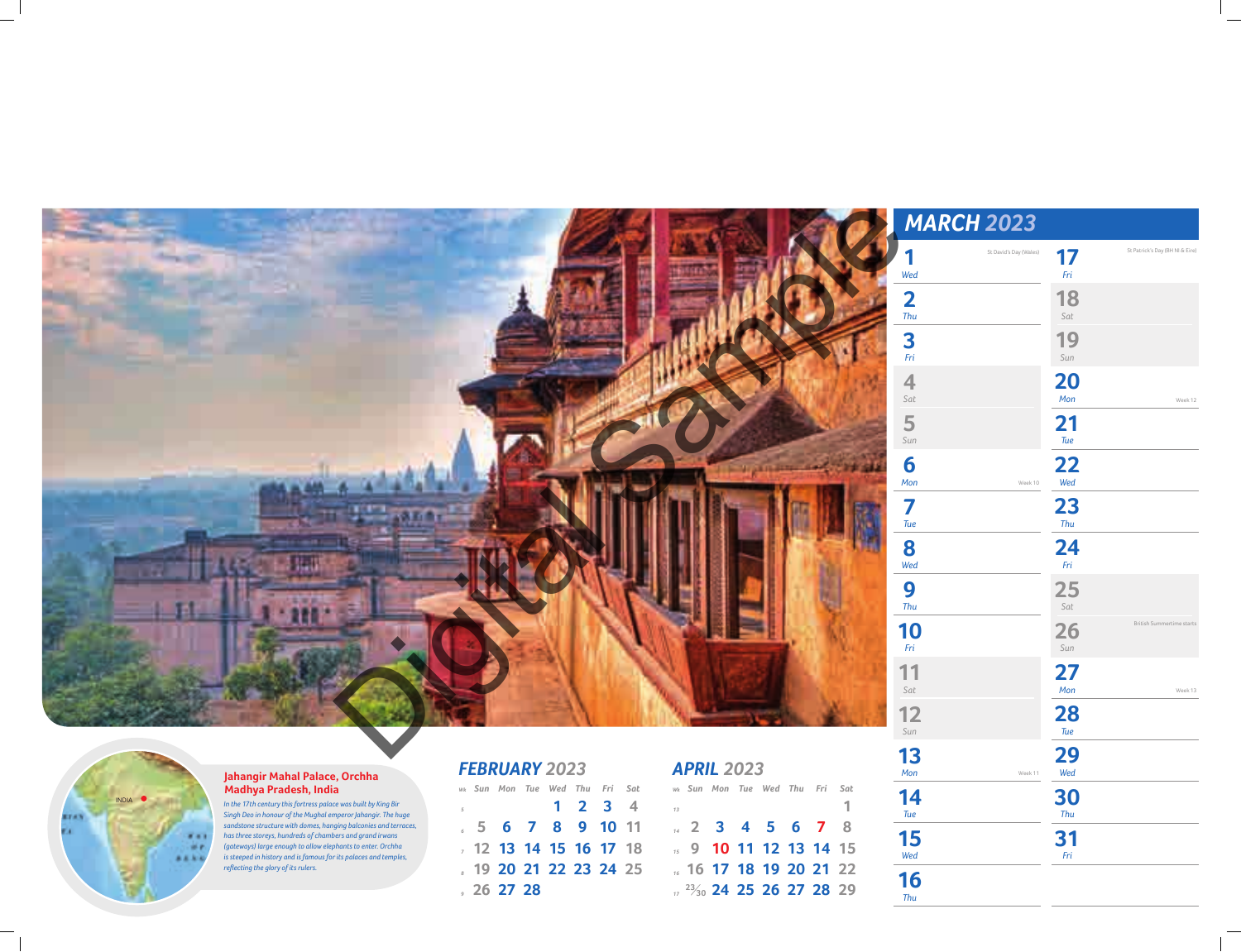## MARCH 2023

| Date | Day | Note |
|---|---|---|
| 1 | Wed | St David's Day (Wales) |
| 2 | Thu | |
| 3 | Fri | |
| 4 | Sat | |
| 5 | Sun | |
| 6 | Mon | Week 10 |
| 7 | Tue | |
| 8 | Wed | |
| 9 | Thu | |
| 10 | Fri | |
| 11 | Sat | |
| 12 | Sun | |
| 13 | Mon | Week 11 |
| 14 | Tue | |
| 15 | Wed | |
| 16 | Thu | |
| 17 | Fri | St Patrick's Day (BH NI & Eire) |
| 18 | Sat | |
| 19 | Sun | |
| 20 | Mon | Week 12 |
| 21 | Tue | |
| 22 | Wed | |
| 23 | Thu | |
| 24 | Fri | |
| 25 | Sat | |
| 26 | Sun | British Summertime starts |
| 27 | Mon | Week 13 |
| 28 | Tue | |
| 29 | Wed | |
| 30 | Thu | |
| 31 | Fri | |

### Jahangir Mahal Palace, Orchha Madhya Pradesh, India

*In the 17th century this fortress palace was built by King Bir Singh Deo in honour of the Mughal emperor Jahangir. The huge sandstone structure with domes, hanging balconies and terraces, has three storeys, hundreds of chambers and grand irwans (gateways) large enough to allow elephants to enter. Orchha is steeped in history and is famous for its palaces and temples, reflecting the glory of its rulers.*

INDIA

### FEBRUARY 2023

| Wk | Sun | Mon | Tue | Wed | Thu | Fri | Sat |
|---|---|---|---|---|---|---|---|
| 5 | | | | 1 | 2 | 3 | 4 |
| 6 | 5 | 6 | 7 | 8 | 9 | 10 | 11 |
| 7 | 12 | 13 | 14 | 15 | 16 | 17 | 18 |
| 8 | 19 | 20 | 21 | 22 | 23 | 24 | 25 |
| 9 | 26 | 27 | 28 | | | | |

### APRIL 2023

| Wk | Sun | Mon | Tue | Wed | Thu | Fri | Sat |
|---|---|---|---|---|---|---|---|
| 13 | | | | | | | 1 |
| 14 | 2 | 3 | 4 | 5 | 6 | 7 | 8 |
| 15 | 9 | 10 | 11 | 12 | 13 | 14 | 15 |
| 16 | 16 | 17 | 18 | 19 | 20 | 21 | 22 |
| 17 | 23/30 | 24 | 25 | 26 | 27 | 28 | 29 |

Digital Sample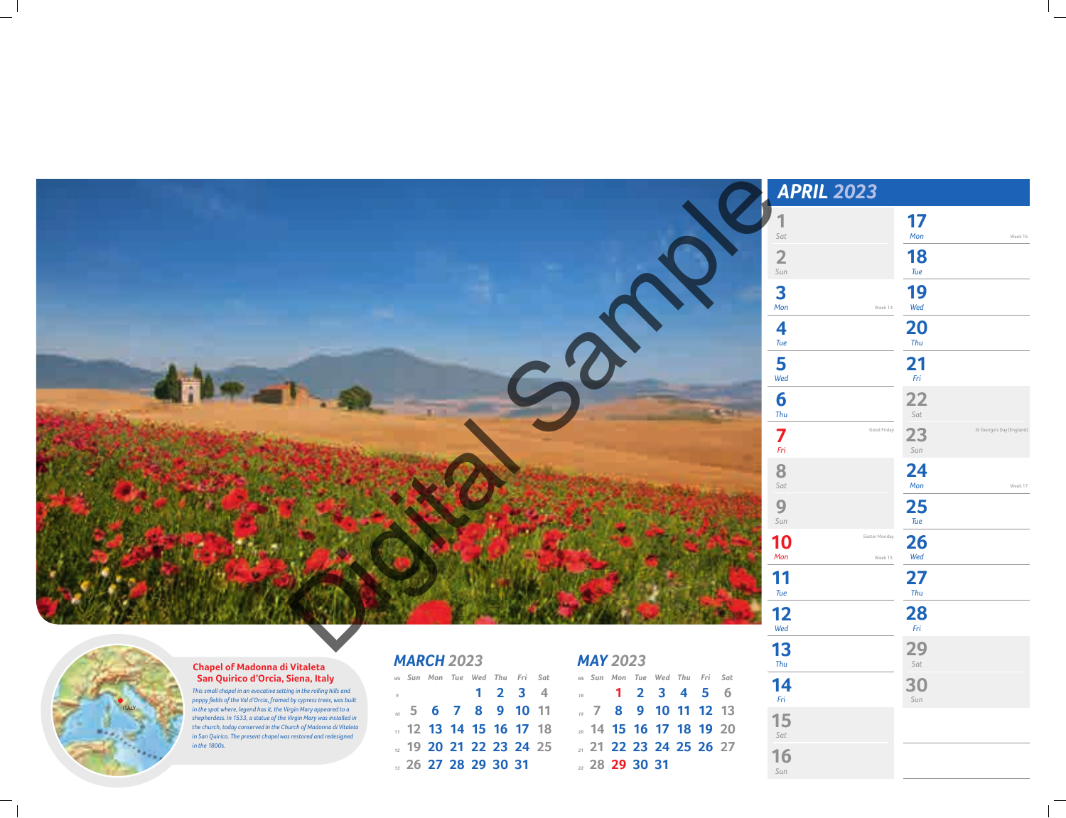## APRIL 2023

| Date | Day | Note |
|---|---|---|
| 1 | Sat | |
| 2 | Sun | |
| 3 | Mon | Week 14 |
| 4 | Tue | |
| 5 | Wed | |
| 6 | Thu | |
| 7 | Fri | Good Friday |
| 8 | Sat | |
| 9 | Sun | |
| 10 | Mon | Easter Monday, Week 15 |
| 11 | Tue | |
| 12 | Wed | |
| 13 | Thu | |
| 14 | Fri | |
| 15 | Sat | |
| 16 | Sun | |
| 17 | Mon | Week 16 |
| 18 | Tue | |
| 19 | Wed | |
| 20 | Thu | |
| 21 | Fri | |
| 22 | Sat | |
| 23 | Sun | St George's Day (England) |
| 24 | Mon | Week 17 |
| 25 | Tue | |
| 26 | Wed | |
| 27 | Thu | |
| 28 | Fri | |
| 29 | Sat | |
| 30 | Sun | |

Digital Sample

**Chapel of Madonna di Vitaleta**
**San Quirico d'Orcia, Siena, Italy**

*This small chapel in an evocative setting in the rolling hills and poppy fields of the Val d'Orcia, framed by cypress trees, was built in the spot where, legend has it, the Virgin Mary appeared to a shepherdess. In 1533, a statue of the Virgin Mary was installed in the church, today conserved in the Church of Madonna di Vitaleta in San Quirico. The present chapel was restored and redesigned in the 1800s.*

ITALY

### MARCH 2023

| Wk | Sun | Mon | Tue | Wed | Thu | Fri | Sat |
|---|---|---|---|---|---|---|---|
| 9 | | | | 1 | 2 | 3 | 4 |
| 10 | 5 | 6 | 7 | 8 | 9 | 10 | 11 |
| 11 | 12 | 13 | 14 | 15 | 16 | 17 | 18 |
| 12 | 19 | 20 | 21 | 22 | 23 | 24 | 25 |
| 13 | 26 | 27 | 28 | 29 | 30 | 31 | |

### MAY 2023

| Wk | Sun | Mon | Tue | Wed | Thu | Fri | Sat |
|---|---|---|---|---|---|---|---|
| 18 | | 1 | 2 | 3 | 4 | 5 | 6 |
| 19 | 7 | 8 | 9 | 10 | 11 | 12 | 13 |
| 20 | 14 | 15 | 16 | 17 | 18 | 19 | 20 |
| 21 | 21 | 22 | 23 | 24 | 25 | 26 | 27 |
| 22 | 28 | 29 | 30 | 31 | | | |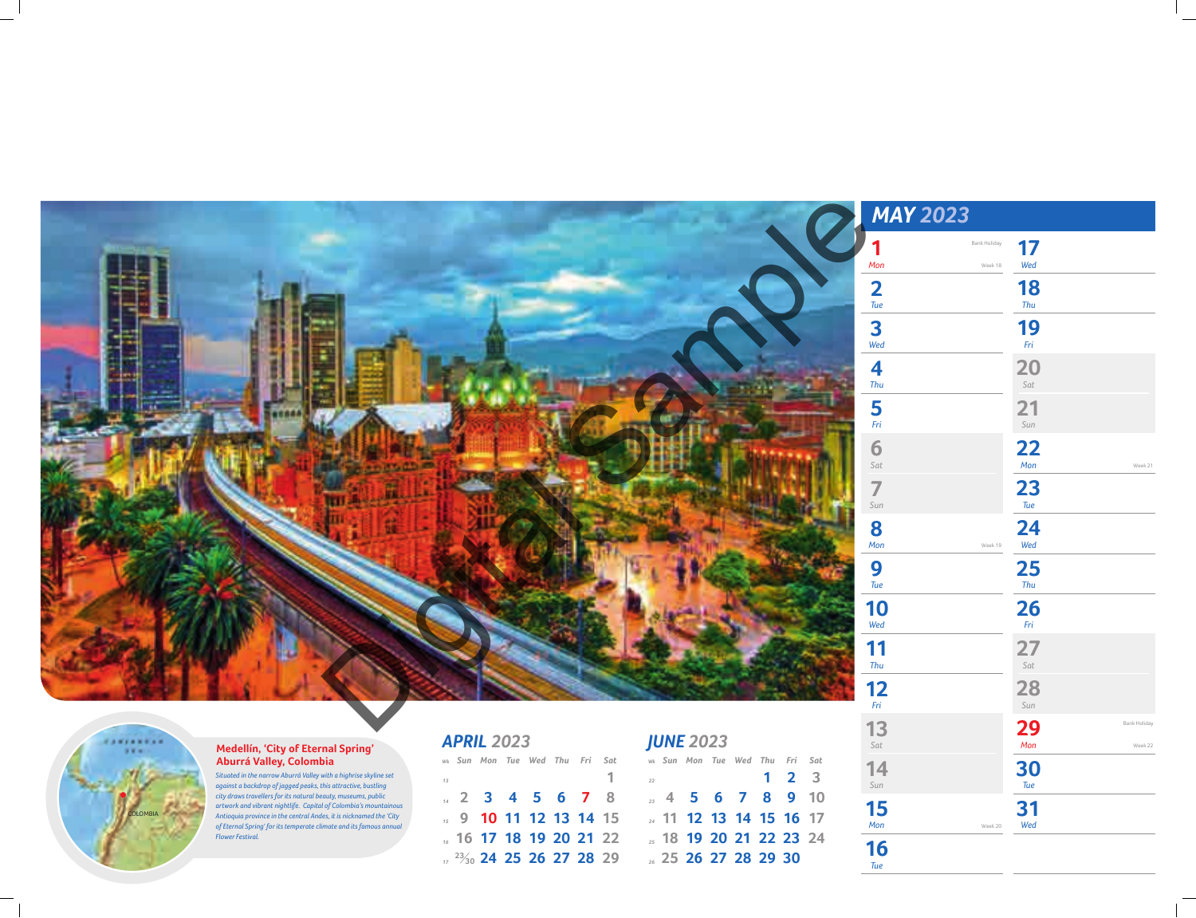# MAY 2023

| | | | |
|---|---|---|---|
| 1 Mon — Bank Holiday — Week 18 | | 17 Wed | |
| 2 Tue | | 18 Thu | |
| 3 Wed | | 19 Fri | |
| 4 Thu | | 20 Sat | |
| 5 Fri | | 21 Sun | |
| 6 Sat | | 22 Mon — Week 21 | |
| 7 Sun | | 23 Tue | |
| 8 Mon — Week 19 | | 24 Wed | |
| 9 Tue | | 25 Thu | |
| 10 Wed | | 26 Fri | |
| 11 Thu | | 27 Sat | |
| 12 Fri | | 28 Sun | |
| 13 Sat | | 29 Mon — Bank Holiday — Week 22 | |
| 14 Sun | | 30 Tue | |
| 15 Mon — Week 20 | | 31 Wed | |
| 16 Tue | | | |

COLOMBIA

**Medellín, 'City of Eternal Spring' Aburrá Valley, Colombia**

*Situated in the narrow Aburrá Valley with a highrise skyline set against a backdrop of jagged peaks, this attractive, bustling city draws travellers for its natural beauty, museums, public artwork and vibrant nightlife. Capital of Colombia's mountainous Antioquia province in the central Andes, it is nicknamed the 'City of Eternal Spring' for its temperate climate and its famous annual Flower Festival.*

## APRIL 2023

| Wk | Sun | Mon | Tue | Wed | Thu | Fri | Sat |
|---|---|---|---|---|---|---|---|
| 13 | | | | | | | 1 |
| 14 | 2 | 3 | 4 | 5 | 6 | 7 | 8 |
| 15 | 9 | 10 | 11 | 12 | 13 | 14 | 15 |
| 16 | 16 | 17 | 18 | 19 | 20 | 21 | 22 |
| 17 | 23/30 | 24 | 25 | 26 | 27 | 28 | 29 |

## JUNE 2023

| Wk | Sun | Mon | Tue | Wed | Thu | Fri | Sat |
|---|---|---|---|---|---|---|---|
| 22 | | | | | 1 | 2 | 3 |
| 23 | 4 | 5 | 6 | 7 | 8 | 9 | 10 |
| 24 | 11 | 12 | 13 | 14 | 15 | 16 | 17 |
| 25 | 18 | 19 | 20 | 21 | 22 | 23 | 24 |
| 26 | 25 | 26 | 27 | 28 | 29 | 30 | |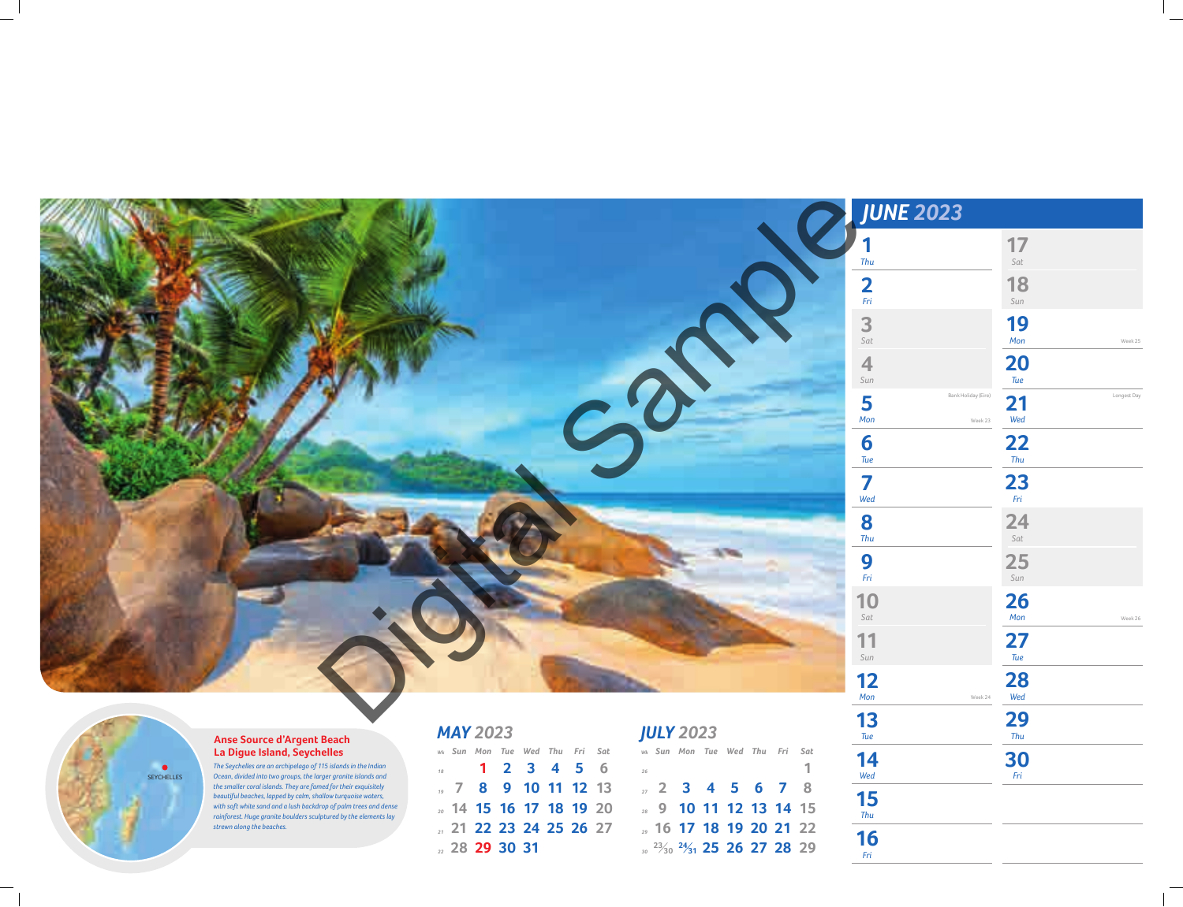Digital Sample

## JUNE 2023

| | | | |
|---|---|---|---|
| 1 Thu | | 17 Sat | |
| 2 Fri | | 18 Sun | |
| 3 Sat | | 19 Mon | Week 25 |
| 4 Sun | | 20 Tue | |
| 5 Mon | Bank Holiday (Eire) Week 23 | 21 Wed | Longest Day |
| 6 Tue | | 22 Thu | |
| 7 Wed | | 23 Fri | |
| 8 Thu | | 24 Sat | |
| 9 Fri | | 25 Sun | |
| 10 Sat | | 26 Mon | Week 26 |
| 11 Sun | | 27 Tue | |
| 12 Mon | Week 24 | 28 Wed | |
| 13 Tue | | 29 Thu | |
| 14 Wed | | 30 Fri | |
| 15 Thu | | | |
| 16 Fri | | | |

SEYCHELLES

**Anse Source d'Argent Beach**
**La Digue Island, Seychelles**

*The Seychelles are an archipelago of 115 islands in the Indian Ocean, divided into two groups, the larger granite islands and the smaller coral islands. They are famed for their exquisitely beautiful beaches, lapped by calm, shallow turquoise waters, with soft white sand and a lush backdrop of palm trees and dense rainforest. Huge granite boulders sculptured by the elements lay strewn along the beaches.*

### MAY 2023

| Wk | Sun | Mon | Tue | Wed | Thu | Fri | Sat |
|---|---|---|---|---|---|---|---|
| 18 | | 1 | 2 | 3 | 4 | 5 | 6 |
| 19 | 7 | 8 | 9 | 10 | 11 | 12 | 13 |
| 20 | 14 | 15 | 16 | 17 | 18 | 19 | 20 |
| 21 | 21 | 22 | 23 | 24 | 25 | 26 | 27 |
| 22 | 28 | 29 | 30 | 31 | | | |

### JULY 2023

| Wk | Sun | Mon | Tue | Wed | Thu | Fri | Sat |
|---|---|---|---|---|---|---|---|
| 26 | | | | | | | 1 |
| 27 | 2 | 3 | 4 | 5 | 6 | 7 | 8 |
| 28 | 9 | 10 | 11 | 12 | 13 | 14 | 15 |
| 29 | 16 | 17 | 18 | 19 | 20 | 21 | 22 |
| 30 | 23/30 | 24/31 | 25 | 26 | 27 | 28 | 29 |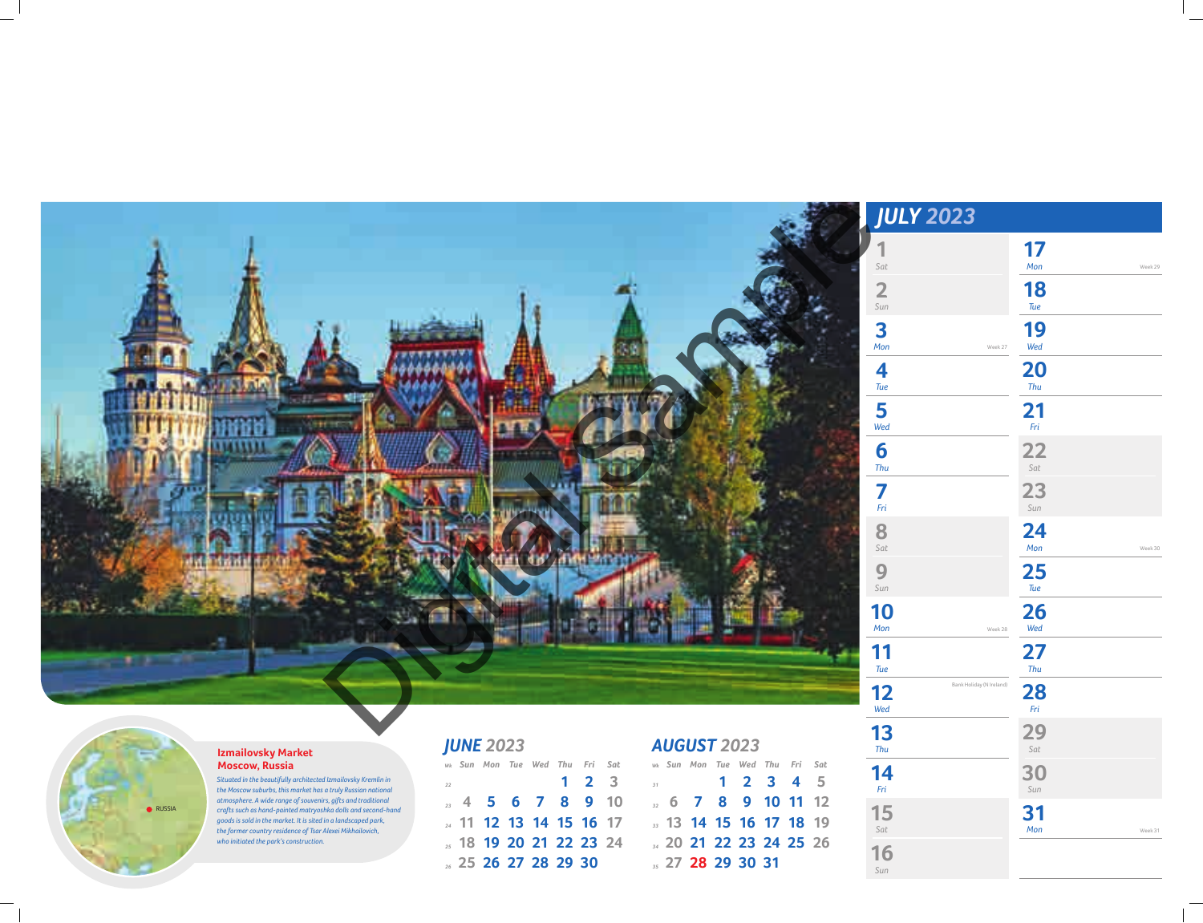# JULY 2023

| Date | Day | Note |
|---|---|---|
| 1 | Sat | |
| 2 | Sun | |
| 3 | Mon | Week 27 |
| 4 | Tue | |
| 5 | Wed | |
| 6 | Thu | |
| 7 | Fri | |
| 8 | Sat | |
| 9 | Sun | |
| 10 | Mon | Week 28 |
| 11 | Tue | |
| 12 | Wed | Bank Holiday (N Ireland) |
| 13 | Thu | |
| 14 | Fri | |
| 15 | Sat | |
| 16 | Sun | |
| 17 | Mon | Week 29 |
| 18 | Tue | |
| 19 | Wed | |
| 20 | Thu | |
| 21 | Fri | |
| 22 | Sat | |
| 23 | Sun | |
| 24 | Mon | Week 30 |
| 25 | Tue | |
| 26 | Wed | |
| 27 | Thu | |
| 28 | Fri | |
| 29 | Sat | |
| 30 | Sun | |
| 31 | Mon | Week 31 |

**Izmailovsky Market**
**Moscow, Russia**

*Situated in the beautifully architected Izmailovsky Kremlin in the Moscow suburbs, this market has a truly Russian national atmosphere. A wide range of souvenirs, gifts and traditional crafts such as hand-painted matryoshka dolls and second-hand goods is sold in the market. It is sited in a landscaped park, the former country residence of Tsar Alexei Mikhailovich, who initiated the park's construction.*

RUSSIA

## JUNE 2023

| Wk | Sun | Mon | Tue | Wed | Thu | Fri | Sat |
|---|---|---|---|---|---|---|---|
| 22 | | | | | 1 | 2 | 3 |
| 23 | 4 | 5 | 6 | 7 | 8 | 9 | 10 |
| 24 | 11 | 12 | 13 | 14 | 15 | 16 | 17 |
| 25 | 18 | 19 | 20 | 21 | 22 | 23 | 24 |
| 26 | 25 | 26 | 27 | 28 | 29 | 30 | |

## AUGUST 2023

| Wk | Sun | Mon | Tue | Wed | Thu | Fri | Sat |
|---|---|---|---|---|---|---|---|
| 31 | | | 1 | 2 | 3 | 4 | 5 |
| 32 | 6 | 7 | 8 | 9 | 10 | 11 | 12 |
| 33 | 13 | 14 | 15 | 16 | 17 | 18 | 19 |
| 34 | 20 | 21 | 22 | 23 | 24 | 25 | 26 |
| 35 | 27 | 28 | 29 | 30 | 31 | | |

Digital Sample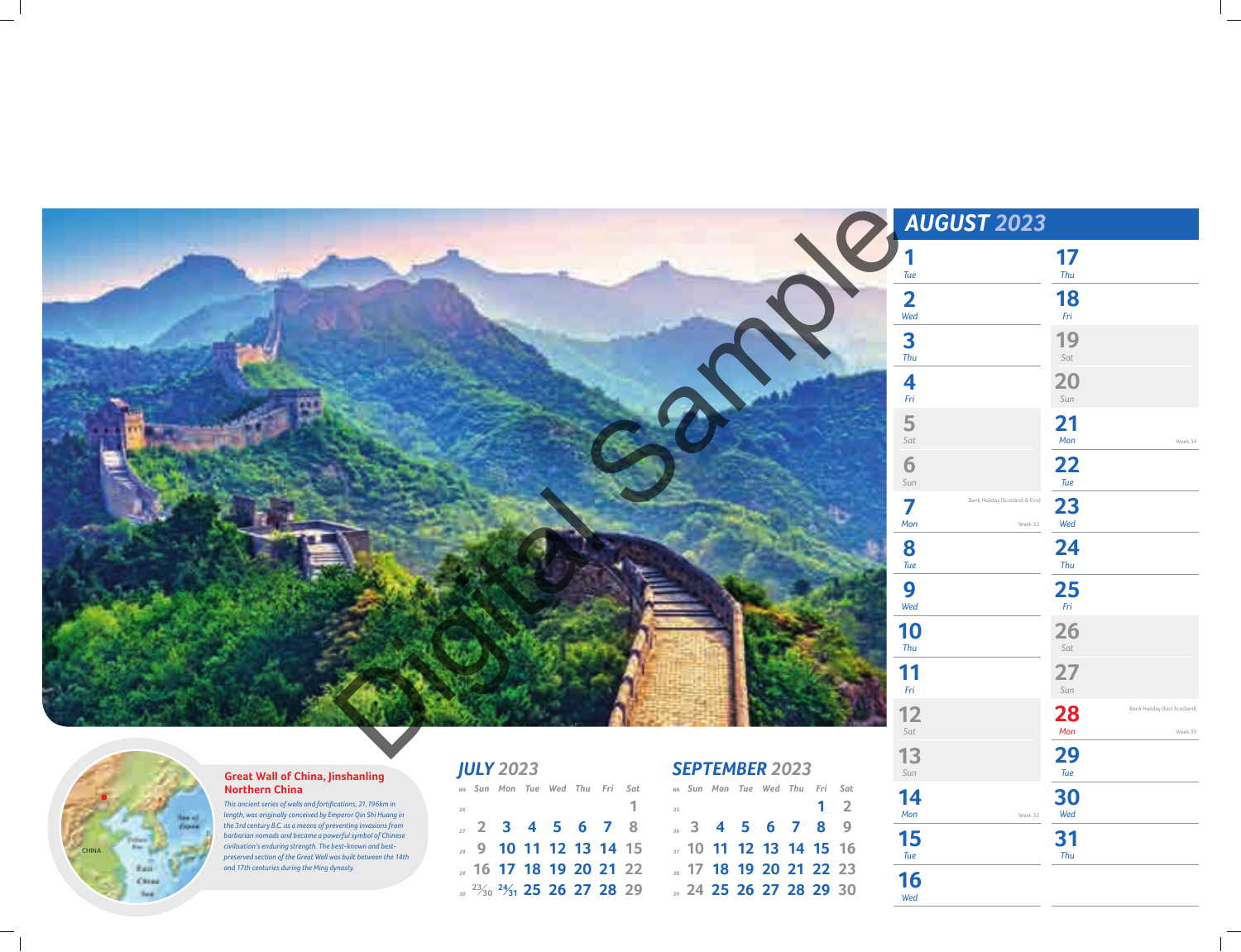## AUGUST 2023

| Date | Day | Note |
|---|---|---|
| 1 | Tue | |
| 2 | Wed | |
| 3 | Thu | |
| 4 | Fri | |
| 5 | Sat | |
| 6 | Sun | |
| 7 | Mon | Bank Holiday (Scotland & Eire) — Week 32 |
| 8 | Tue | |
| 9 | Wed | |
| 10 | Thu | |
| 11 | Fri | |
| 12 | Sat | |
| 13 | Sun | |
| 14 | Mon | Week 33 |
| 15 | Tue | |
| 16 | Wed | |
| 17 | Thu | |
| 18 | Fri | |
| 19 | Sat | |
| 20 | Sun | |
| 21 | Mon | Week 34 |
| 22 | Tue | |
| 23 | Wed | |
| 24 | Thu | |
| 25 | Fri | |
| 26 | Sat | |
| 27 | Sun | |
| 28 | Mon | Bank Holiday (Excl Scotland) — Week 35 |
| 29 | Tue | |
| 30 | Wed | |
| 31 | Thu | |

**Great Wall of China, Jinshanling**
**Northern China**

*This ancient series of walls and fortifications, 21,196km in length, was originally conceived by Emperor Qin Shi Huang in the 3rd century B.C. as a means of preventing invasions from barbarian nomads and became a powerful symbol of Chinese civilisation's enduring strength. The best-known and best-preserved section of the Great Wall was built between the 14th and 17th centuries during the Ming dynasty.*

CHINA

### JULY 2023

| Wk | Sun | Mon | Tue | Wed | Thu | Fri | Sat |
|---|---|---|---|---|---|---|---|
| 26 | | | | | | | 1 |
| 27 | 2 | 3 | 4 | 5 | 6 | 7 | 8 |
| 28 | 9 | 10 | 11 | 12 | 13 | 14 | 15 |
| 29 | 16 | 17 | 18 | 19 | 20 | 21 | 22 |
| 30 | 23/30 | 24/31 | 25 | 26 | 27 | 28 | 29 |

### SEPTEMBER 2023

| Wk | Sun | Mon | Tue | Wed | Thu | Fri | Sat |
|---|---|---|---|---|---|---|---|
| 35 | | | | | | 1 | 2 |
| 36 | 3 | 4 | 5 | 6 | 7 | 8 | 9 |
| 37 | 10 | 11 | 12 | 13 | 14 | 15 | 16 |
| 38 | 17 | 18 | 19 | 20 | 21 | 22 | 23 |
| 39 | 24 | 25 | 26 | 27 | 28 | 29 | 30 |

Digital Sample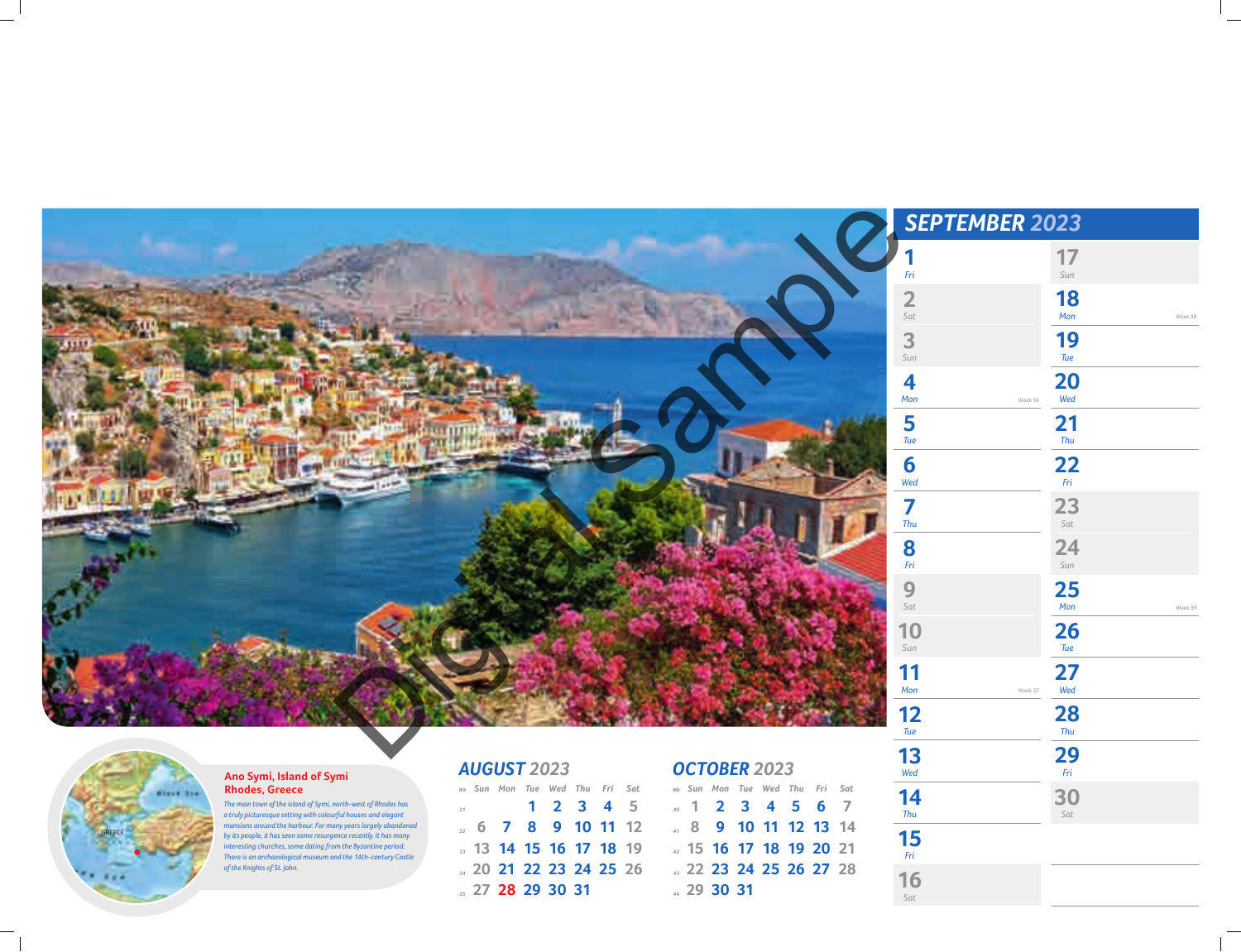## SEPTEMBER 2023

| Day | | Day | |
|---|---|---|---|
| 1 | Fri | 17 | Sun |
| 2 | Sat | 18 | Mon (Week 38) |
| 3 | Sun | 19 | Tue |
| 4 | Mon (Week 36) | 20 | Wed |
| 5 | Tue | 21 | Thu |
| 6 | Wed | 22 | Fri |
| 7 | Thu | 23 | Sat |
| 8 | Fri | 24 | Sun |
| 9 | Sat | 25 | Mon (Week 39) |
| 10 | Sun | 26 | Tue |
| 11 | Mon (Week 37) | 27 | Wed |
| 12 | Tue | 28 | Thu |
| 13 | Wed | 29 | Fri |
| 14 | Thu | 30 | Sat |
| 15 | Fri | | |
| 16 | Sat | | |

Digital Sample

GREECE

Black Sea

**Ano Symi, Island of Symi**
**Rhodes, Greece**

*The main town of the island of Symi, north-west of Rhodes has a truly picturesque setting with colourful houses and elegant mansions around the harbour. For many years largely abandoned by its people, it has seen some resurgence recently. It has many interesting churches, some dating from the Byzantine period. There is an archaeological museum and the 14th-century Castle of the Knights of St. John.*

### AUGUST 2023

| Wk | Sun | Mon | Tue | Wed | Thu | Fri | Sat |
|---|---|---|---|---|---|---|---|
| 31 | | | 1 | 2 | 3 | 4 | 5 |
| 32 | 6 | 7 | 8 | 9 | 10 | 11 | 12 |
| 33 | 13 | 14 | 15 | 16 | 17 | 18 | 19 |
| 34 | 20 | 21 | 22 | 23 | 24 | 25 | 26 |
| 35 | 27 | 28 | 29 | 30 | 31 | | |

### OCTOBER 2023

| Wk | Sun | Mon | Tue | Wed | Thu | Fri | Sat |
|---|---|---|---|---|---|---|---|
| 40 | 1 | 2 | 3 | 4 | 5 | 6 | 7 |
| 41 | 8 | 9 | 10 | 11 | 12 | 13 | 14 |
| 42 | 15 | 16 | 17 | 18 | 19 | 20 | 21 |
| 43 | 22 | 23 | 24 | 25 | 26 | 27 | 28 |
| 44 | 29 | 30 | 31 | | | | |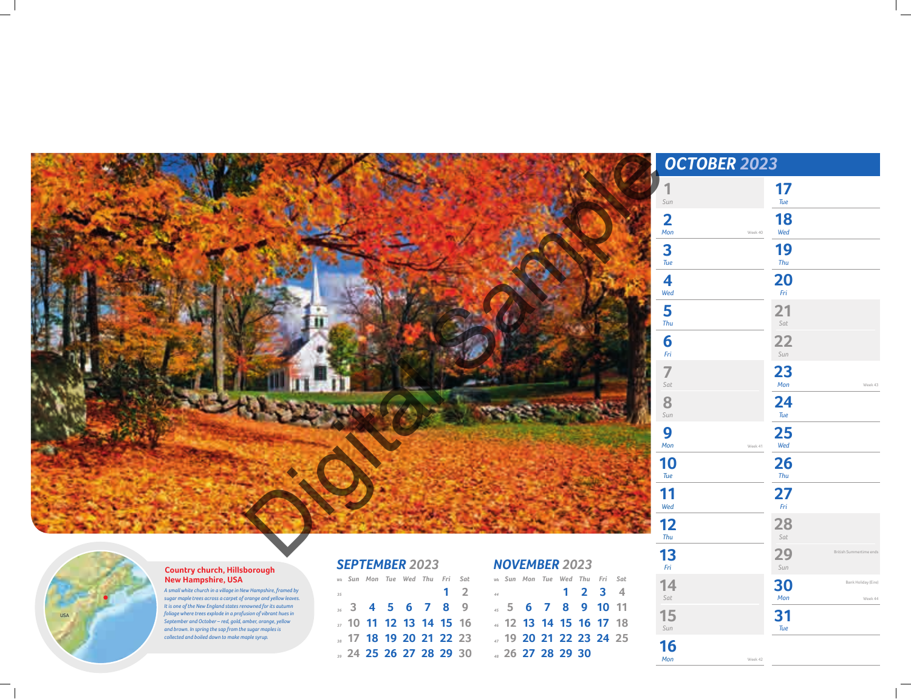# OCTOBER 2023

| | | | |
|---|---|---|---|
| 1 | Sun | 17 | Tue |
| 2 | Mon — Week 40 | 18 | Wed |
| 3 | Tue | 19 | Thu |
| 4 | Wed | 20 | Fri |
| 5 | Thu | 21 | Sat |
| 6 | Fri | 22 | Sun |
| 7 | Sat | 23 | Mon — Week 43 |
| 8 | Sun | 24 | Tue |
| 9 | Mon — Week 41 | 25 | Wed |
| 10 | Tue | 26 | Thu |
| 11 | Wed | 27 | Fri |
| 12 | Thu | 28 | Sat |
| 13 | Fri | 29 | Sun — British Summertime ends |
| 14 | Sat | 30 | Mon — Bank Holiday (Eire) — Week 44 |
| 15 | Sun | 31 | Tue |
| 16 | Mon — Week 42 | | |

Digital Sample

USA

**Country church, Hillsborough New Hampshire, USA**

*A small white church in a village in New Hampshire, framed by sugar maple trees across a carpet of orange and yellow leaves. It is one of the New England states renowned for its autumn foliage where trees explode in a profusion of vibrant hues in September and October – red, gold, amber, orange, yellow and brown. In spring the sap from the sugar maples is collected and boiled down to make maple syrup.*

## SEPTEMBER 2023

| Wk | Sun | Mon | Tue | Wed | Thu | Fri | Sat |
|---|---|---|---|---|---|---|---|
| 35 | | | | | | 1 | 2 |
| 36 | 3 | 4 | 5 | 6 | 7 | 8 | 9 |
| 37 | 10 | 11 | 12 | 13 | 14 | 15 | 16 |
| 38 | 17 | 18 | 19 | 20 | 21 | 22 | 23 |
| 39 | 24 | 25 | 26 | 27 | 28 | 29 | 30 |

## NOVEMBER 2023

| Wk | Sun | Mon | Tue | Wed | Thu | Fri | Sat |
|---|---|---|---|---|---|---|---|
| 44 | | | | 1 | 2 | 3 | 4 |
| 45 | 5 | 6 | 7 | 8 | 9 | 10 | 11 |
| 46 | 12 | 13 | 14 | 15 | 16 | 17 | 18 |
| 47 | 19 | 20 | 21 | 22 | 23 | 24 | 25 |
| 48 | 26 | 27 | 28 | 29 | 30 | | |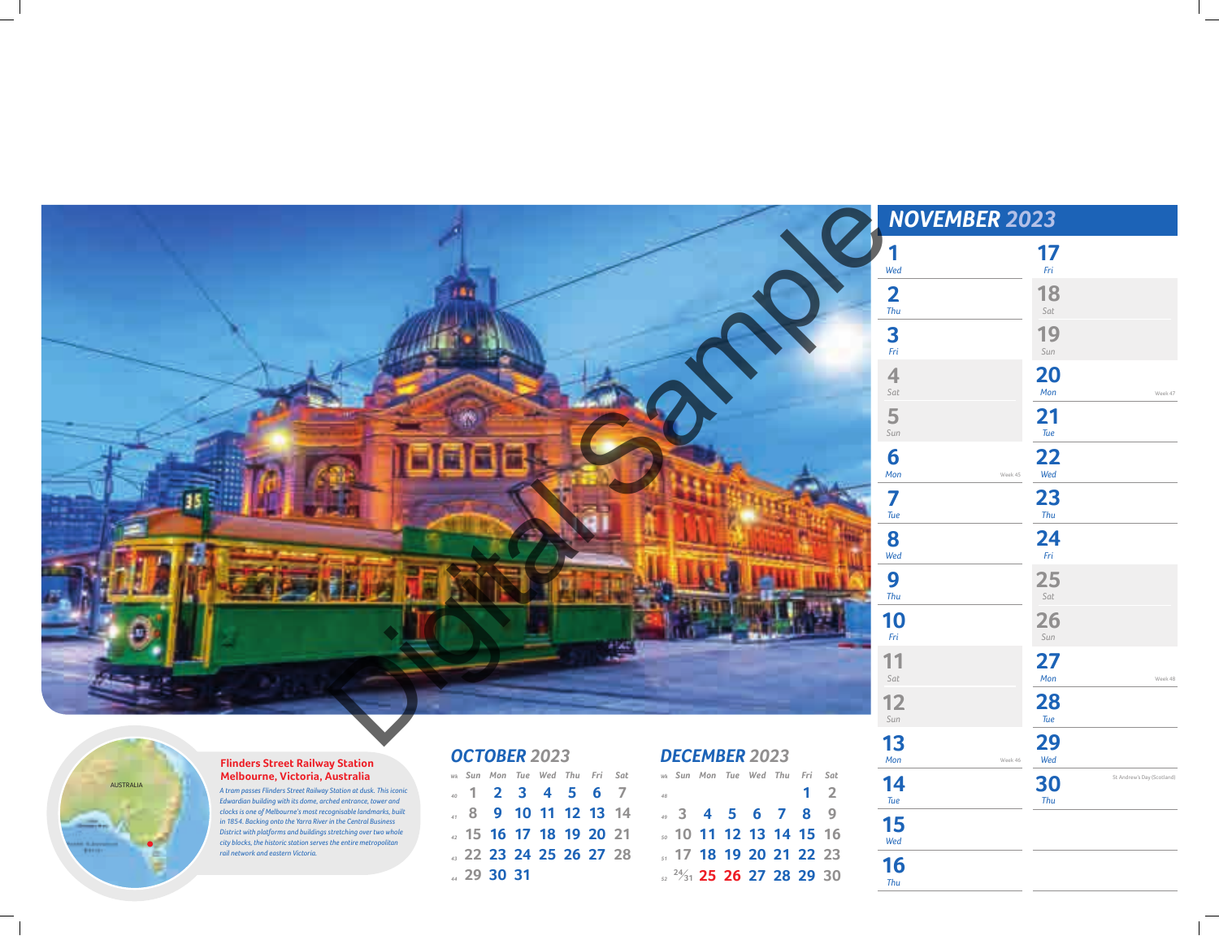# NOVEMBER 2023

| Date | Day | Note |
|---|---|---|
| 1 | Wed | |
| 2 | Thu | |
| 3 | Fri | |
| 4 | Sat | |
| 5 | Sun | |
| 6 | Mon | Week 45 |
| 7 | Tue | |
| 8 | Wed | |
| 9 | Thu | |
| 10 | Fri | |
| 11 | Sat | |
| 12 | Sun | |
| 13 | Mon | Week 46 |
| 14 | Tue | |
| 15 | Wed | |
| 16 | Thu | |
| 17 | Fri | |
| 18 | Sat | |
| 19 | Sun | |
| 20 | Mon | Week 47 |
| 21 | Tue | |
| 22 | Wed | |
| 23 | Thu | |
| 24 | Fri | |
| 25 | Sat | |
| 26 | Sun | |
| 27 | Mon | Week 48 |
| 28 | Tue | |
| 29 | Wed | |
| 30 | Thu | St Andrew's Day (Scotland) |

Digital Sample

AUSTRALIA

**Flinders Street Railway Station**
**Melbourne, Victoria, Australia**

*A tram passes Flinders Street Railway Station at dusk. This iconic Edwardian building with its dome, arched entrance, tower and clocks is one of Melbourne's most recognisable landmarks, built in 1854. Backing onto the Yarra River in the Central Business District with platforms and buildings stretching over two whole city blocks, the historic station serves the entire metropolitan rail network and eastern Victoria.*

## OCTOBER 2023

| Wk | Sun | Mon | Tue | Wed | Thu | Fri | Sat |
|---|---|---|---|---|---|---|---|
| 40 | 1 | 2 | 3 | 4 | 5 | 6 | 7 |
| 41 | 8 | 9 | 10 | 11 | 12 | 13 | 14 |
| 42 | 15 | 16 | 17 | 18 | 19 | 20 | 21 |
| 43 | 22 | 23 | 24 | 25 | 26 | 27 | 28 |
| 44 | 29 | 30 | 31 | | | | |

## DECEMBER 2023

| Wk | Sun | Mon | Tue | Wed | Thu | Fri | Sat |
|---|---|---|---|---|---|---|---|
| 48 | | | | | | 1 | 2 |
| 49 | 3 | 4 | 5 | 6 | 7 | 8 | 9 |
| 50 | 10 | 11 | 12 | 13 | 14 | 15 | 16 |
| 51 | 17 | 18 | 19 | 20 | 21 | 22 | 23 |
| 52 | 24/31 | 25 | 26 | 27 | 28 | 29 | 30 |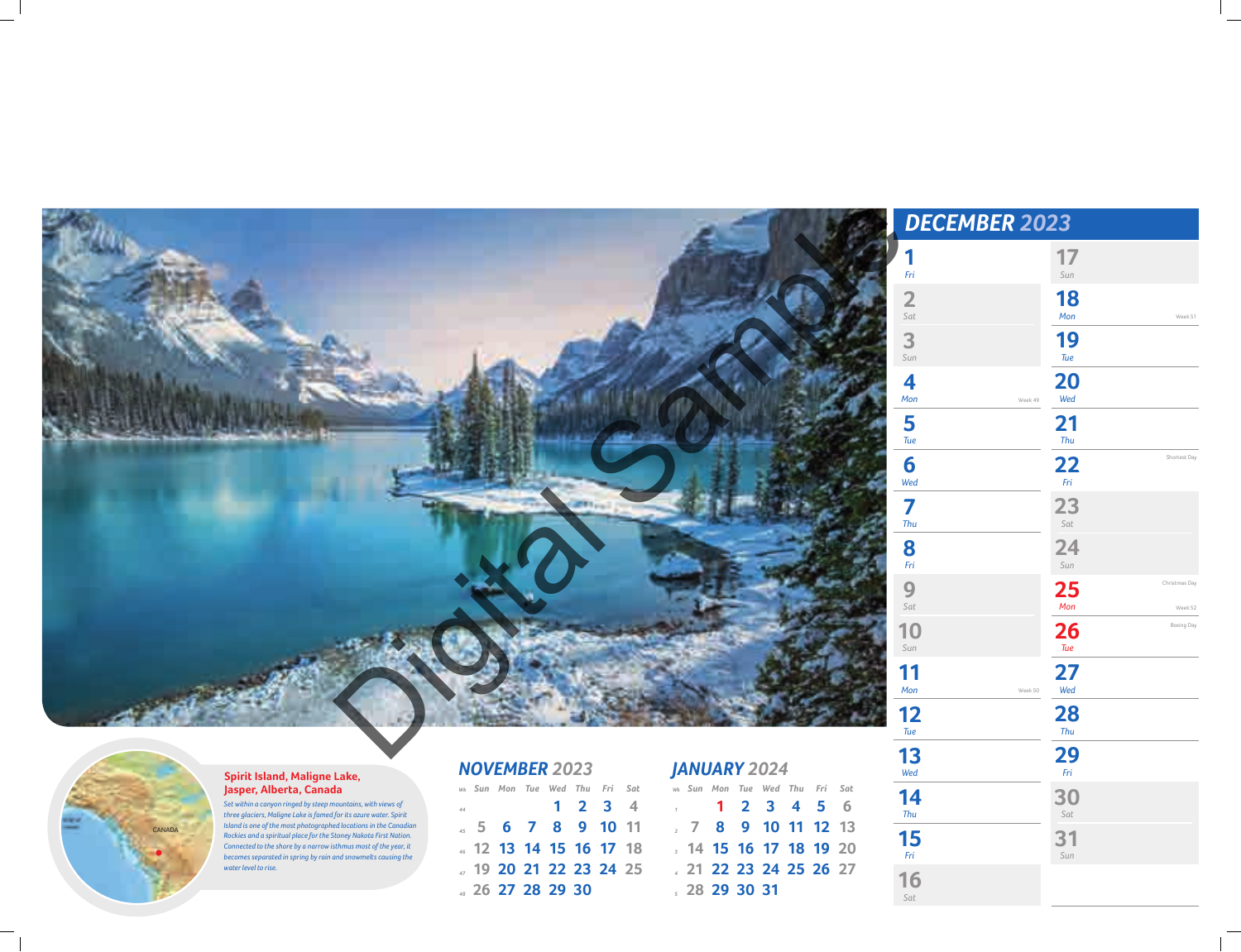Digital Sample

## DECEMBER 2023

| | | | |
|---|---|---|---|
| 1 Fri | | 17 Sun | |
| 2 Sat | | 18 Mon | Week 51 |
| 3 Sun | | 19 Tue | |
| 4 Mon | Week 49 | 20 Wed | |
| 5 Tue | | 21 Thu | |
| 6 Wed | | 22 Fri | Shortest Day |
| 7 Thu | | 23 Sat | |
| 8 Fri | | 24 Sun | |
| 9 Sat | | 25 Mon | Christmas Day, Week 52 |
| 10 Sun | | 26 Tue | Boxing Day |
| 11 Mon | Week 50 | 27 Wed | |
| 12 Tue | | 28 Thu | |
| 13 Wed | | 29 Fri | |
| 14 Thu | | 30 Sat | |
| 15 Fri | | 31 Sun | |
| 16 Sat | | | |

CANADA

**Spirit Island, Maligne Lake, Jasper, Alberta, Canada**

*Set within a canyon ringed by steep mountains, with views of three glaciers, Maligne Lake is famed for its azure water. Spirit Island is one of the most photographed locations in the Canadian Rockies and a spiritual place for the Stoney Nakota First Nation. Connected to the shore by a narrow isthmus most of the year, it becomes separated in spring by rain and snowmelts causing the water level to rise.*

### NOVEMBER 2023

| Wk | Sun | Mon | Tue | Wed | Thu | Fri | Sat |
|---|---|---|---|---|---|---|---|
| 44 | | | | 1 | 2 | 3 | 4 |
| 45 | 5 | 6 | 7 | 8 | 9 | 10 | 11 |
| 46 | 12 | 13 | 14 | 15 | 16 | 17 | 18 |
| 47 | 19 | 20 | 21 | 22 | 23 | 24 | 25 |
| 48 | 26 | 27 | 28 | 29 | 30 | | |

### JANUARY 2024

| Wk | Sun | Mon | Tue | Wed | Thu | Fri | Sat |
|---|---|---|---|---|---|---|---|
| 1 | | 1 | 2 | 3 | 4 | 5 | 6 |
| 2 | 7 | 8 | 9 | 10 | 11 | 12 | 13 |
| 3 | 14 | 15 | 16 | 17 | 18 | 19 | 20 |
| 4 | 21 | 22 | 23 | 24 | 25 | 26 | 27 |
| 5 | 28 | 29 | 30 | 31 | | | |